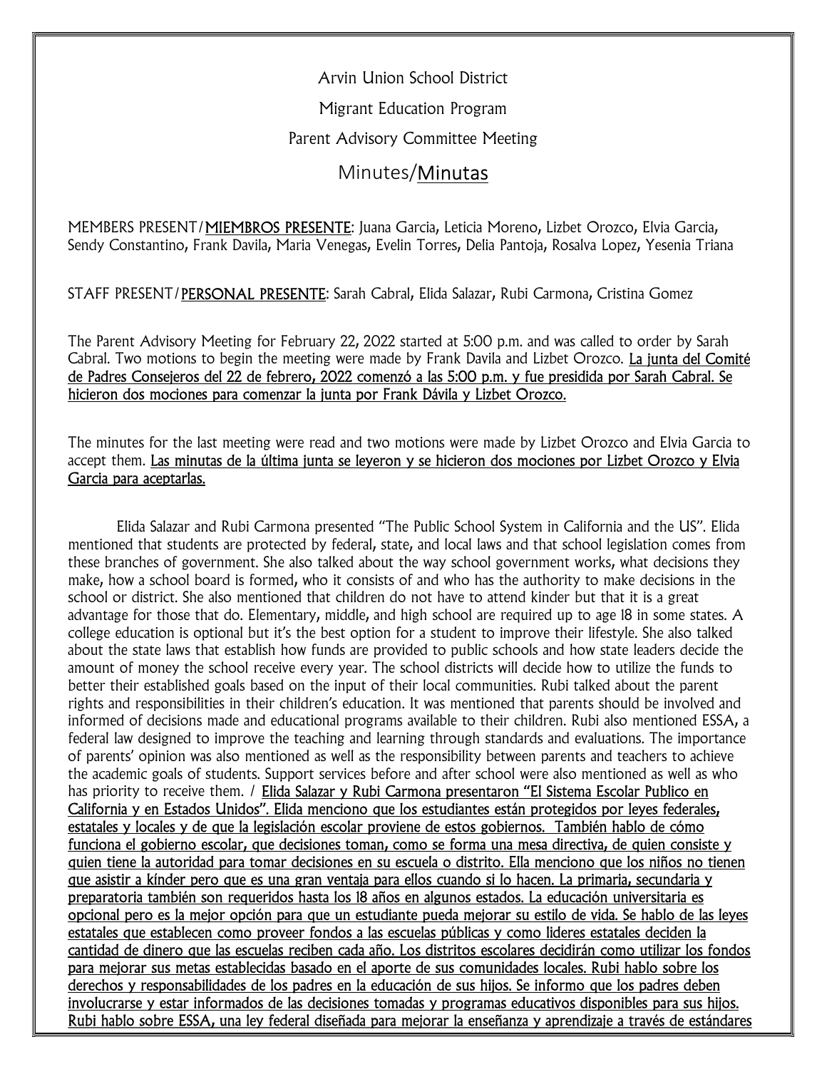Arvin Union School District

Migrant Education Program

Parent Advisory Committee Meeting

# Minutes/Minutas

MEMBERS PRESENT/MIEMBROS PRESENTE: Juana Garcia, Leticia Moreno, Lizbet Orozco, Elvia Garcia, Sendy Constantino, Frank Davila, Maria Venegas, Evelin Torres, Delia Pantoja, Rosalva Lopez, Yesenia Triana

STAFF PRESENT/PERSONAL PRESENTE: Sarah Cabral, Elida Salazar, Rubi Carmona, Cristina Gomez

The Parent Advisory Meeting for February 22, 2022 started at 5:00 p.m. and was called to order by Sarah Cabral. Two motions to begin the meeting were made by Frank Davila and Lizbet Orozco. La junta del Comité de Padres Consejeros del 22 de febrero, 2022 comenzó a las 5:00 p.m. y fue presidida por Sarah Cabral. Se hicieron dos mociones para comenzar la junta por Frank Dávila y Lizbet Orozco.

The minutes for the last meeting were read and two motions were made by Lizbet Orozco and Elvia Garcia to accept them. Las minutas de la última junta se leyeron y se hicieron dos mociones por Lizbet Orozco y Elvia Garcia para aceptarlas.

Elida Salazar and Rubi Carmona presented "The Public School System in California and the US". Elida mentioned that students are protected by federal, state, and local laws and that school legislation comes from these branches of government. She also talked about the way school government works, what decisions they make, how a school board is formed, who it consists of and who has the authority to make decisions in the school or district. She also mentioned that children do not have to attend kinder but that it is a great advantage for those that do. Elementary, middle, and high school are required up to age 18 in some states. A college education is optional but it's the best option for a student to improve their lifestyle. She also talked about the state laws that establish how funds are provided to public schools and how state leaders decide the amount of money the school receive every year. The school districts will decide how to utilize the funds to better their established goals based on the input of their local communities. Rubi talked about the parent rights and responsibilities in their children's education. It was mentioned that parents should be involved and informed of decisions made and educational programs available to their children. Rubi also mentioned ESSA, a federal law designed to improve the teaching and learning through standards and evaluations. The importance of parents' opinion was also mentioned as well as the responsibility between parents and teachers to achieve the academic goals of students. Support services before and after school were also mentioned as well as who has priority to receive them. / Elida Salazar y Rubi Carmona presentaron "El Sistema Escolar Publico en California y en Estados Unidos". Elida menciono que los estudiantes están protegidos por leyes federales, estatales y locales y de que la legislación escolar proviene de estos gobiernos. También hablo de cómo funciona el gobierno escolar, que decisiones toman, como se forma una mesa directiva, de quien consiste y quien tiene la autoridad para tomar decisiones en su escuela o distrito. Ella menciono que los niños no tienen que asistir a kínder pero que es una gran ventaja para ellos cuando si lo hacen. La primaria, secundaria y preparatoria también son requeridos hasta los 18 años en algunos estados. La educación universitaria es opcional pero es la mejor opción para que un estudiante pueda mejorar su estilo de vida. Se hablo de las leyes estatales que establecen como proveer fondos a las escuelas públicas y como lideres estatales deciden la cantidad de dinero que las escuelas reciben cada año. Los distritos escolares decidirán como utilizar los fondos para mejorar sus metas establecidas basado en el aporte de sus comunidades locales. Rubi hablo sobre los derechos y responsabilidades de los padres en la educación de sus hijos. Se informo que los padres deben involucrarse y estar informados de las decisiones tomadas y programas educativos disponibles para sus hijos. Rubi hablo sobre ESSA, una ley federal diseñada para mejorar la enseñanza y aprendizaje a través de estándares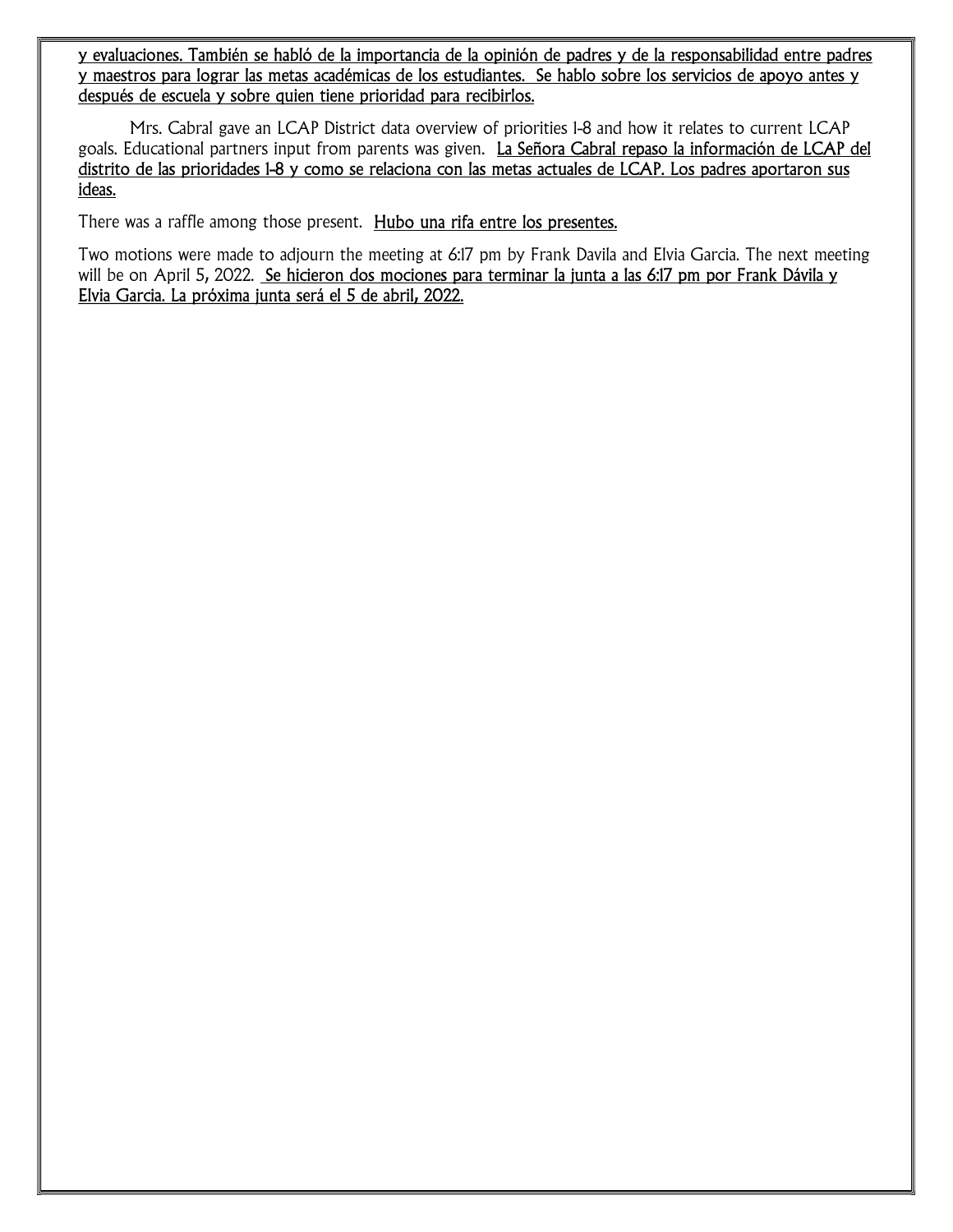y evaluaciones. También se habló de la importancia de la opinión de padres y de la responsabilidad entre padres y maestros para lograr las metas académicas de los estudiantes. Se hablo sobre los servicios de apoyo antes y después de escuela y sobre quien tiene prioridad para recibirlos.

Mrs. Cabral gave an LCAP District data overview of priorities 1-8 and how it relates to current LCAP goals. Educational partners input from parents was given. La Señora Cabral repaso la información de LCAP del distrito de las prioridades 1-8 y como se relaciona con las metas actuales de LCAP. Los padres aportaron sus ideas.

There was a raffle among those present. Hubo una rifa entre los presentes.

Two motions were made to adjourn the meeting at 6:17 pm by Frank Davila and Elvia Garcia. The next meeting will be on April 5, 2022. Se hicieron dos mociones para terminar la junta a las 6:17 pm por Frank Dávila y Elvia Garcia. La próxima junta será el 5 de abril, 2022.